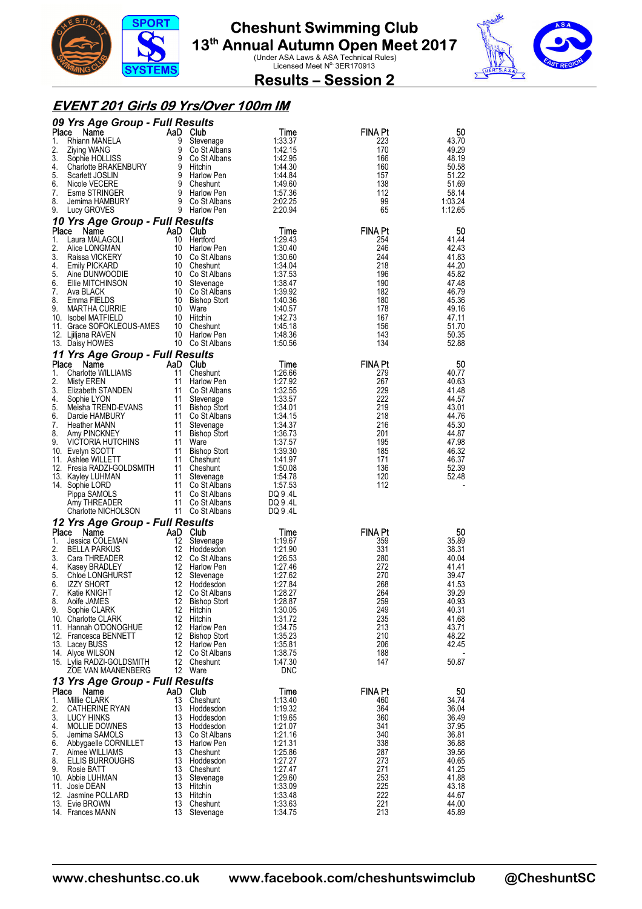# Cheshunt Swimming Club

## 13th Annual Autumn Open Meet 2017

(Under ASA Laws & ASA Technical Rules)
Licensed Meet N° 3ER170913

## Results – Session 2

### EVENT 201 Girls 09 Yrs/Over 100m IM

#### 09 Yrs Age Group - Full Results

| Place | Name | AaD | Club | Time | FINA Pt | 50 |
|---|---|---|---|---|---|---|
| 1. | Rhiann MANELA | 9 | Stevenage | 1:33.37 | 223 | 43.70 |
| 2. | Ziying WANG | 9 | Co St Albans | 1:42.15 | 170 | 49.29 |
| 3. | Sophie HOLLISS | 9 | Co St Albans | 1:42.95 | 166 | 48.19 |
| 4. | Charlotte BRAKENBURY | 9 | Hitchin | 1:44.30 | 160 | 50.58 |
| 5. | Scarlett JOSLIN | 9 | Harlow Pen | 1:44.84 | 157 | 51.22 |
| 6. | Nicole VECERE | 9 | Cheshunt | 1:49.60 | 138 | 51.69 |
| 7. | Esme STRINGER | 9 | Harlow Pen | 1:57.36 | 112 | 58.14 |
| 8. | Jemima HAMBURY | 9 | Co St Albans | 2:02.25 | 99 | 1:03.24 |
| 9. | Lucy GROVES | 9 | Harlow Pen | 2:20.94 | 65 | 1:12.65 |

#### 10 Yrs Age Group - Full Results

| Place | Name | AaD | Club | Time | FINA Pt | 50 |
|---|---|---|---|---|---|---|
| 1. | Laura MALAGOLI | 10 | Hertford | 1:29.43 | 254 | 41.44 |
| 2. | Alice LONGMAN | 10 | Harlow Pen | 1:30.40 | 246 | 42.43 |
| 3. | Raissa VICKERY | 10 | Co St Albans | 1:30.60 | 244 | 41.83 |
| 4. | Emily PICKARD | 10 | Cheshunt | 1:34.04 | 218 | 44.20 |
| 5. | Aine DUNWOODIE | 10 | Co St Albans | 1:37.53 | 196 | 45.82 |
| 6. | Ellie MITCHINSON | 10 | Stevenage | 1:38.47 | 190 | 47.48 |
| 7. | Ava BLACK | 10 | Co St Albans | 1:39.92 | 182 | 46.79 |
| 8. | Emma FIELDS | 10 | Bishop Stort | 1:40.36 | 180 | 45.36 |
| 9. | MARTHA CURRIE | 10 | Ware | 1:40.57 | 178 | 49.16 |
| 10. | Isobel MATFIELD | 10 | Hitchin | 1:42.73 | 167 | 47.11 |
| 11. | Grace SOFOKLEOUS-AMES | 10 | Cheshunt | 1:45.18 | 156 | 51.70 |
| 12. | Ljiljana RAVEN | 10 | Harlow Pen | 1:48.36 | 143 | 50.35 |
| 13. | Daisy HOWES | 10 | Co St Albans | 1:50.56 | 134 | 52.88 |

#### 11 Yrs Age Group - Full Results

| Place | Name | AaD | Club | Time | FINA Pt | 50 |
|---|---|---|---|---|---|---|
| 1. | Charlotte WILLIAMS | 11 | Cheshunt | 1:26.66 | 279 | 40.77 |
| 2. | Misty EREN | 11 | Harlow Pen | 1:27.92 | 267 | 40.63 |
| 3. | Elizabeth STANDEN | 11 | Co St Albans | 1:32.55 | 229 | 41.48 |
| 4. | Sophie LYON | 11 | Stevenage | 1:33.57 | 222 | 44.57 |
| 5. | Meisha TREND-EVANS | 11 | Bishop Stort | 1:34.01 | 219 | 43.01 |
| 6. | Darcie HAMBURY | 11 | Co St Albans | 1:34.15 | 218 | 44.76 |
| 7. | Heather MANN | 11 | Stevenage | 1:34.37 | 216 | 45.30 |
| 8. | Amy PINCKNEY | 11 | Bishop Stort | 1:36.73 | 201 | 44.87 |
| 9. | VICTORIA HUTCHINS | 11 | Ware | 1:37.57 | 195 | 47.98 |
| 10. | Evelyn SCOTT | 11 | Bishop Stort | 1:39.30 | 185 | 46.32 |
| 11. | Ashlee WILLETT | 11 | Cheshunt | 1:41.97 | 171 | 46.37 |
| 12. | Fresia RADZI-GOLDSMITH | 11 | Cheshunt | 1:50.08 | 136 | 52.39 |
| 13. | Kayley LUHMAN | 11 | Stevenage | 1:54.78 | 120 | 52.48 |
| 14. | Sophie LORD | 11 | Co St Albans | 1:57.53 | 112 | - |
| | Pippa SAMOLS | 11 | Co St Albans | DQ 9 .4L | | |
| | Amy THREADER | 11 | Co St Albans | DQ 9 .4L | | |
| | Charlotte NICHOLSON | 11 | Co St Albans | DQ 9 .4L | | |

#### 12 Yrs Age Group - Full Results

| Place | Name | AaD | Club | Time | FINA Pt | 50 |
|---|---|---|---|---|---|---|
| 1. | Jessica COLEMAN | 12 | Stevenage | 1:19.67 | 359 | 35.89 |
| 2. | BELLA PARKUS | 12 | Hoddesdon | 1:21.90 | 331 | 38.31 |
| 3. | Cara THREADER | 12 | Co St Albans | 1:26.53 | 280 | 40.04 |
| 4. | Kasey BRADLEY | 12 | Harlow Pen | 1:27.46 | 272 | 41.41 |
| 5. | Chloe LONGHURST | 12 | Stevenage | 1:27.62 | 270 | 39.47 |
| 6. | IZZY SHORT | 12 | Hoddesdon | 1:27.84 | 268 | 41.53 |
| 7. | Katie KNIGHT | 12 | Co St Albans | 1:28.27 | 264 | 39.29 |
| 8. | Aoife JAMES | 12 | Bishop Stort | 1:28.87 | 259 | 40.93 |
| 9. | Sophie CLARK | 12 | Hitchin | 1:30.05 | 249 | 40.31 |
| 10. | Charlotte CLARK | 12 | Hitchin | 1:31.72 | 235 | 41.68 |
| 11. | Hannah O'DONOGHUE | 12 | Harlow Pen | 1:34.75 | 213 | 43.71 |
| 12. | Francesca BENNETT | 12 | Bishop Stort | 1:35.23 | 210 | 48.22 |
| 13. | Lacey BUSS | 12 | Harlow Pen | 1:35.81 | 206 | 42.45 |
| 14. | Alyce WILSON | 12 | Co St Albans | 1:38.75 | 188 | - |
| 15. | Lylia RADZI-GOLDSMITH | 12 | Cheshunt | 1:47.30 | 147 | 50.87 |
| | ZOE VAN MAANENBERG | 12 | Ware | DNC | | |

#### 13 Yrs Age Group - Full Results

| Place | Name | AaD | Club | Time | FINA Pt | 50 |
|---|---|---|---|---|---|---|
| 1. | Millie CLARK | 13 | Cheshunt | 1:13.40 | 460 | 34.74 |
| 2. | CATHERINE RYAN | 13 | Hoddesdon | 1:19.32 | 364 | 36.04 |
| 3. | LUCY HINKS | 13 | Hoddesdon | 1:19.65 | 360 | 36.49 |
| 4. | MOLLIE DOWNES | 13 | Hoddesdon | 1:21.07 | 341 | 37.95 |
| 5. | Jemima SAMOLS | 13 | Co St Albans | 1:21.16 | 340 | 36.81 |
| 6. | Abbygaelle CORNILLET | 13 | Harlow Pen | 1:21.31 | 338 | 36.88 |
| 7. | Aimee WILLIAMS | 13 | Cheshunt | 1:25.86 | 287 | 39.56 |
| 8. | ELLIS BURROUGHS | 13 | Hoddesdon | 1:27.27 | 273 | 40.65 |
| 9. | Rosie BATT | 13 | Cheshunt | 1:27.47 | 271 | 41.25 |
| 10. | Abbie LUHMAN | 13 | Stevenage | 1:29.60 | 253 | 41.88 |
| 11. | Josie DEAN | 13 | Hitchin | 1:33.09 | 225 | 43.18 |
| 12. | Jasmine POLLARD | 13 | Hitchin | 1:33.48 | 222 | 44.67 |
| 13. | Evie BROWN | 13 | Cheshunt | 1:33.63 | 221 | 44.00 |
| 14. | Frances MANN | 13 | Stevenage | 1:34.75 | 213 | 45.89 |

www.cheshuntsc.co.uk www.facebook.com/cheshuntswimclub @CheshuntSC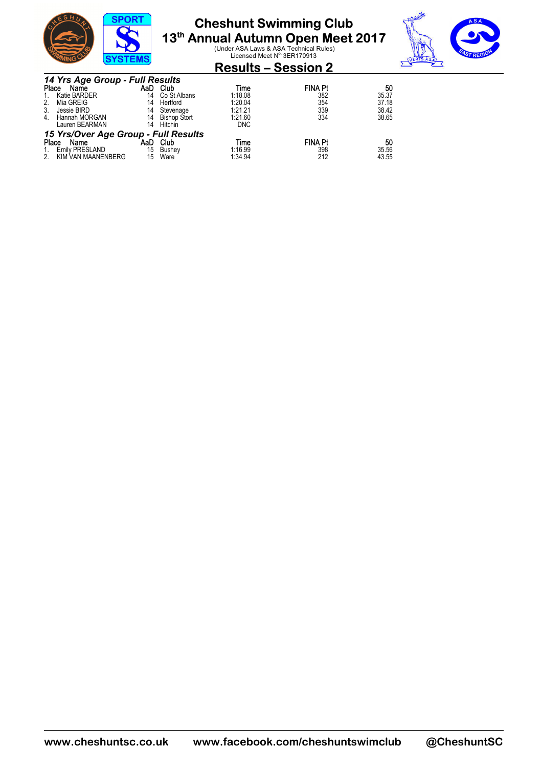# Cheshunt Swimming Club
## 13th Annual Autumn Open Meet 2017
(Under ASA Laws & ASA Technical Rules)
Licensed Meet N° 3ER170913

## Results – Session 2

### *14 Yrs Age Group - Full Results*

| Place | Name | AaD | Club | Time | FINA Pt | 50 |
|---|---|---|---|---|---|---|
| 1. | Katie BARDER | 14 | Co St Albans | 1:18.08 | 382 | 35.37 |
| 2. | Mia GREIG | 14 | Hertford | 1:20.04 | 354 | 37.18 |
| 3. | Jessie BIRD | 14 | Stevenage | 1:21.21 | 339 | 38.42 |
| 4. | Hannah MORGAN | 14 | Bishop Stort | 1:21.60 | 334 | 38.65 |
| | Lauren BEARMAN | 14 | Hitchin | DNC | | |

### *15 Yrs/Over Age Group - Full Results*

| Place | Name | AaD | Club | Time | FINA Pt | 50 |
|---|---|---|---|---|---|---|
| 1. | Emily PRESLAND | 15 | Bushey | 1:16.99 | 398 | 35.56 |
| 2. | KIM VAN MAANENBERG | 15 | Ware | 1:34.94 | 212 | 43.55 |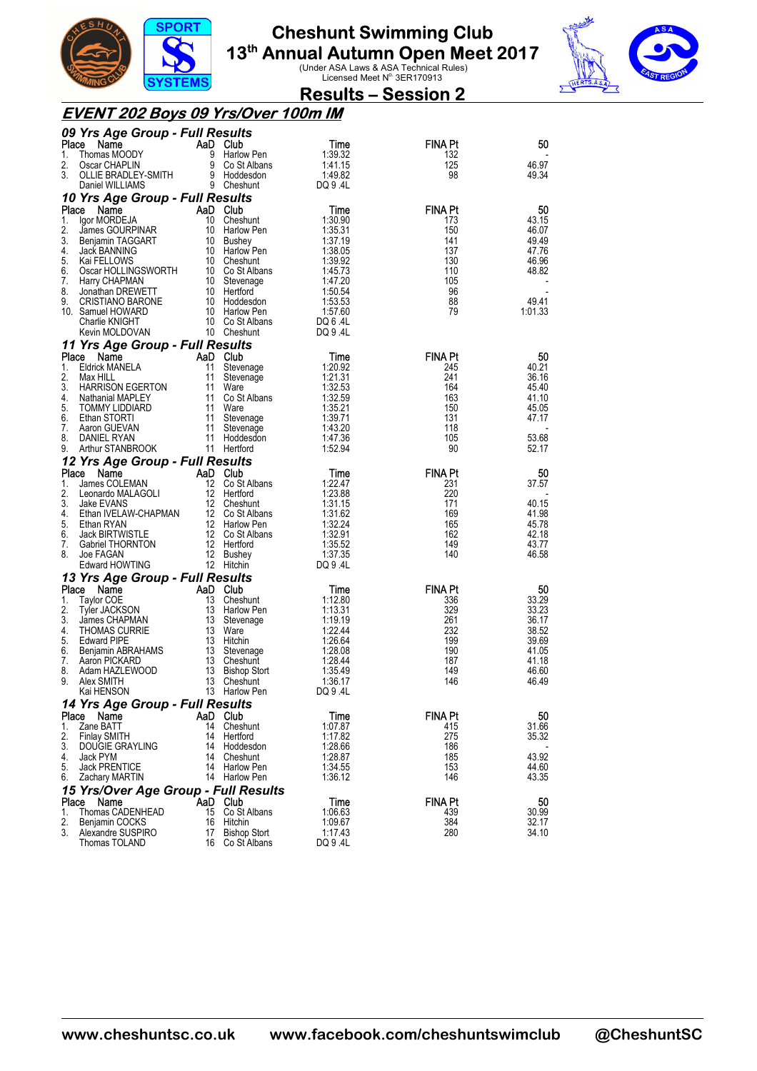# Cheshunt Swimming Club

## 13th Annual Autumn Open Meet 2017

(Under ASA Laws & ASA Technical Rules)
Licensed Meet N° 3ER170913

## Results – Session 2

### EVENT 202 Boys 09 Yrs/Over 100m IM

#### 09 Yrs Age Group - Full Results

| Place | Name | AaD | Club | Time | FINA Pt | 50 |
|---|---|---|---|---|---|---|
| 1. | Thomas MOODY | 9 | Harlow Pen | 1:39.32 | 132 | - |
| 2. | Oscar CHAPLIN | 9 | Co St Albans | 1:41.15 | 125 | 46.97 |
| 3. | OLLIE BRADLEY-SMITH | 9 | Hoddesdon | 1:49.82 | 98 | 49.34 |
| | Daniel WILLIAMS | 9 | Cheshunt | DQ 9 .4L | | |

#### 10 Yrs Age Group - Full Results

| Place | Name | AaD | Club | Time | FINA Pt | 50 |
|---|---|---|---|---|---|---|
| 1. | Igor MORDEJA | 10 | Cheshunt | 1:30.90 | 173 | 43.15 |
| 2. | James GOURPINAR | 10 | Harlow Pen | 1:35.31 | 150 | 46.07 |
| 3. | Benjamin TAGGART | 10 | Bushey | 1:37.19 | 141 | 49.49 |
| 4. | Jack BANNING | 10 | Harlow Pen | 1:38.05 | 137 | 47.76 |
| 5. | Kai FELLOWS | 10 | Cheshunt | 1:39.92 | 130 | 46.96 |
| 6. | Oscar HOLLINGSWORTH | 10 | Co St Albans | 1:45.73 | 110 | 48.82 |
| 7. | Harry CHAPMAN | 10 | Stevenage | 1:47.20 | 105 | - |
| 8. | Jonathan DREWETT | 10 | Hertford | 1:50.54 | 96 | - |
| 9. | CRISTIANO BARONE | 10 | Hoddesdon | 1:53.53 | 88 | 49.41 |
| 10. | Samuel HOWARD | 10 | Harlow Pen | 1:57.60 | 79 | 1:01.33 |
| | Charlie KNIGHT | 10 | Co St Albans | DQ 6 .4L | | |
| | Kevin MOLDOVAN | 10 | Cheshunt | DQ 9 .4L | | |

#### 11 Yrs Age Group - Full Results

| Place | Name | AaD | Club | Time | FINA Pt | 50 |
|---|---|---|---|---|---|---|
| 1. | Eldrick MANELA | 11 | Stevenage | 1:20.92 | 245 | 40.21 |
| 2. | Max HILL | 11 | Stevenage | 1:21.31 | 241 | 36.16 |
| 3. | HARRISON EGERTON | 11 | Ware | 1:32.53 | 164 | 45.40 |
| 4. | Nathanial MAPLEY | 11 | Co St Albans | 1:32.59 | 163 | 41.10 |
| 5. | TOMMY LIDDIARD | 11 | Ware | 1:35.21 | 150 | 45.05 |
| 6. | Ethan STORTI | 11 | Stevenage | 1:39.71 | 131 | 47.17 |
| 7. | Aaron GUEVAN | 11 | Stevenage | 1:43.20 | 118 | - |
| 8. | DANIEL RYAN | 11 | Hoddesdon | 1:47.36 | 105 | 53.68 |
| 9. | Arthur STANBROOK | 11 | Hertford | 1:52.94 | 90 | 52.17 |

#### 12 Yrs Age Group - Full Results

| Place | Name | AaD | Club | Time | FINA Pt | 50 |
|---|---|---|---|---|---|---|
| 1. | James COLEMAN | 12 | Co St Albans | 1:22.47 | 231 | 37.57 |
| 2. | Leonardo MALAGOLI | 12 | Hertford | 1:23.88 | 220 | - |
| 3. | Jake EVANS | 12 | Cheshunt | 1:31.15 | 171 | 40.15 |
| 4. | Ethan IVELAW-CHAPMAN | 12 | Co St Albans | 1:31.62 | 169 | 41.98 |
| 5. | Ethan RYAN | 12 | Harlow Pen | 1:32.24 | 165 | 45.78 |
| 6. | Jack BIRTWISTLE | 12 | Co St Albans | 1:32.91 | 162 | 42.18 |
| 7. | Gabriel THORNTON | 12 | Hertford | 1:35.52 | 149 | 43.77 |
| 8. | Joe FAGAN | 12 | Bushey | 1:37.35 | 140 | 46.58 |
| | Edward HOWTING | 12 | Hitchin | DQ 9 .4L | | |

#### 13 Yrs Age Group - Full Results

| Place | Name | AaD | Club | Time | FINA Pt | 50 |
|---|---|---|---|---|---|---|
| 1. | Taylor COE | 13 | Cheshunt | 1:12.80 | 336 | 33.29 |
| 2. | Tyler JACKSON | 13 | Harlow Pen | 1:13.31 | 329 | 33.23 |
| 3. | James CHAPMAN | 13 | Stevenage | 1:19.19 | 261 | 36.17 |
| 4. | THOMAS CURRIE | 13 | Ware | 1:22.44 | 232 | 38.52 |
| 5. | Edward PIPE | 13 | Hitchin | 1:26.64 | 199 | 39.69 |
| 6. | Benjamin ABRAHAMS | 13 | Stevenage | 1:28.08 | 190 | 41.05 |
| 7. | Aaron PICKARD | 13 | Cheshunt | 1:28.44 | 187 | 41.18 |
| 8. | Adam HAZLEWOOD | 13 | Bishop Stort | 1:35.49 | 149 | 46.60 |
| 9. | Alex SMITH | 13 | Cheshunt | 1:36.17 | 146 | 46.49 |
| | Kai HENSON | 13 | Harlow Pen | DQ 9 .4L | | |

#### 14 Yrs Age Group - Full Results

| Place | Name | AaD | Club | Time | FINA Pt | 50 |
|---|---|---|---|---|---|---|
| 1. | Zane BATT | 14 | Cheshunt | 1:07.87 | 415 | 31.66 |
| 2. | Finlay SMITH | 14 | Hertford | 1:17.82 | 275 | 35.32 |
| 3. | DOUGIE GRAYLING | 14 | Hoddesdon | 1:28.66 | 186 | - |
| 4. | Jack PYM | 14 | Cheshunt | 1:28.87 | 185 | 43.92 |
| 5. | Jack PRENTICE | 14 | Harlow Pen | 1:34.55 | 153 | 44.60 |
| 6. | Zachary MARTIN | 14 | Harlow Pen | 1:36.12 | 146 | 43.35 |

#### 15 Yrs/Over Age Group - Full Results

| Place | Name | AaD | Club | Time | FINA Pt | 50 |
|---|---|---|---|---|---|---|
| 1. | Thomas CADENHEAD | 15 | Co St Albans | 1:06.63 | 439 | 30.99 |
| 2. | Benjamin COCKS | 16 | Hitchin | 1:09.67 | 384 | 32.17 |
| 3. | Alexandre SUSPIRO | 17 | Bishop Stort | 1:17.43 | 280 | 34.10 |
| | Thomas TOLAND | 16 | Co St Albans | DQ 9 .4L | | |

www.cheshuntsc.co.uk www.facebook.com/cheshuntswimclub @CheshuntSC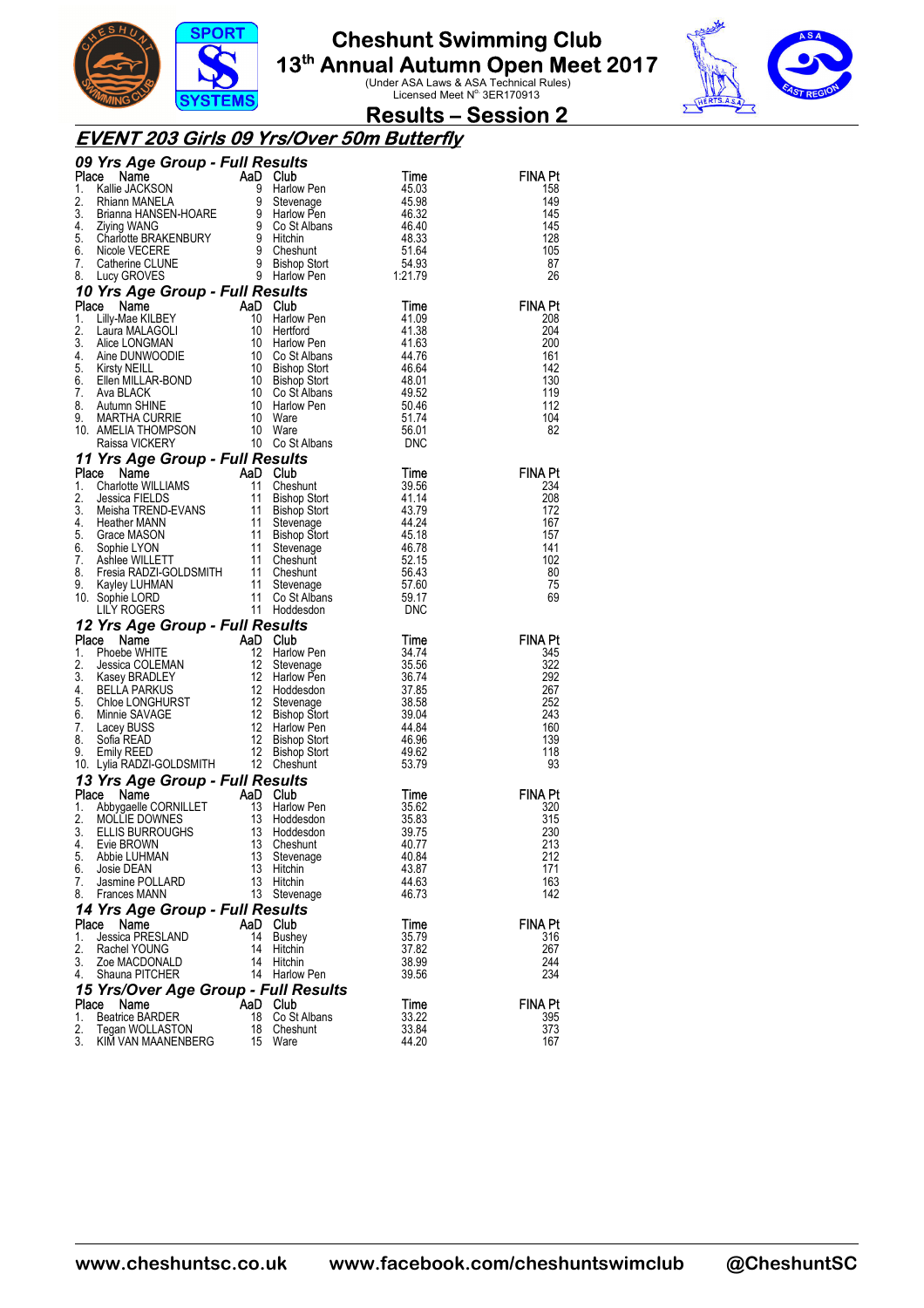# Cheshunt Swimming Club
## 13th Annual Autumn Open Meet 2017
(Under ASA Laws & ASA Technical Rules)
Licensed Meet N° 3ER170913

## Results – Session 2

### EVENT 203 Girls 09 Yrs/Over 50m Butterfly

#### 09 Yrs Age Group - Full Results

| Place | Name | AaD | Club | Time | FINA Pt |
|---|---|---|---|---|---|
| 1. | Kallie JACKSON | 9 | Harlow Pen | 45.03 | 158 |
| 2. | Rhiann MANELA | 9 | Stevenage | 45.98 | 149 |
| 3. | Brianna HANSEN-HOARE | 9 | Harlow Pen | 46.32 | 145 |
| 4. | Ziying WANG | 9 | Co St Albans | 46.40 | 145 |
| 5. | Charlotte BRAKENBURY | 9 | Hitchin | 48.33 | 128 |
| 6. | Nicole VECERE | 9 | Cheshunt | 51.64 | 105 |
| 7. | Catherine CLUNE | 9 | Bishop Stort | 54.93 | 87 |
| 8. | Lucy GROVES | 9 | Harlow Pen | 1:21.79 | 26 |

#### 10 Yrs Age Group - Full Results

| Place | Name | AaD | Club | Time | FINA Pt |
|---|---|---|---|---|---|
| 1. | Lilly-Mae KILBEY | 10 | Harlow Pen | 41.09 | 208 |
| 2. | Laura MALAGOLI | 10 | Hertford | 41.38 | 204 |
| 3. | Alice LONGMAN | 10 | Harlow Pen | 41.63 | 200 |
| 4. | Aine DUNWOODIE | 10 | Co St Albans | 44.76 | 161 |
| 5. | Kirsty NEILL | 10 | Bishop Stort | 46.64 | 142 |
| 6. | Ellen MILLAR-BOND | 10 | Bishop Stort | 48.01 | 130 |
| 7. | Ava BLACK | 10 | Co St Albans | 49.52 | 119 |
| 8. | Autumn SHINE | 10 | Harlow Pen | 50.46 | 112 |
| 9. | MARTHA CURRIE | 10 | Ware | 51.74 | 104 |
| 10. | AMELIA THOMPSON | 10 | Ware | 56.01 | 82 |
| | Raissa VICKERY | 10 | Co St Albans | DNC | |

#### 11 Yrs Age Group - Full Results

| Place | Name | AaD | Club | Time | FINA Pt |
|---|---|---|---|---|---|
| 1. | Charlotte WILLIAMS | 11 | Cheshunt | 39.56 | 234 |
| 2. | Jessica FIELDS | 11 | Bishop Stort | 41.14 | 208 |
| 3. | Meisha TREND-EVANS | 11 | Bishop Stort | 43.79 | 172 |
| 4. | Heather MANN | 11 | Stevenage | 44.24 | 167 |
| 5. | Grace MASON | 11 | Bishop Stort | 45.18 | 157 |
| 6. | Sophie LYON | 11 | Stevenage | 46.78 | 141 |
| 7. | Ashlee WILLETT | 11 | Cheshunt | 52.15 | 102 |
| 8. | Fresia RADZI-GOLDSMITH | 11 | Cheshunt | 56.43 | 80 |
| 9. | Kayley LUHMAN | 11 | Stevenage | 57.60 | 75 |
| 10. | Sophie LORD | 11 | Co St Albans | 59.17 | 69 |
| | LILY ROGERS | 11 | Hoddesdon | DNC | |

#### 12 Yrs Age Group - Full Results

| Place | Name | AaD | Club | Time | FINA Pt |
|---|---|---|---|---|---|
| 1. | Phoebe WHITE | 12 | Harlow Pen | 34.74 | 345 |
| 2. | Jessica COLEMAN | 12 | Stevenage | 35.56 | 322 |
| 3. | Kasey BRADLEY | 12 | Harlow Pen | 36.74 | 292 |
| 4. | BELLA PARKUS | 12 | Hoddesdon | 37.85 | 267 |
| 5. | Chloe LONGHURST | 12 | Stevenage | 38.58 | 252 |
| 6. | Minnie SAVAGE | 12 | Bishop Stort | 39.04 | 243 |
| 7. | Lacey BUSS | 12 | Harlow Pen | 44.84 | 160 |
| 8. | Sofia READ | 12 | Bishop Stort | 46.96 | 139 |
| 9. | Emily REED | 12 | Bishop Stort | 49.62 | 118 |
| 10. | Lylia RADZI-GOLDSMITH | 12 | Cheshunt | 53.79 | 93 |

#### 13 Yrs Age Group - Full Results

| Place | Name | AaD | Club | Time | FINA Pt |
|---|---|---|---|---|---|
| 1. | Abbygaelle CORNILLET | 13 | Harlow Pen | 35.62 | 320 |
| 2. | MOLLIE DOWNES | 13 | Hoddesdon | 35.83 | 315 |
| 3. | ELLIS BURROUGHS | 13 | Hoddesdon | 39.75 | 230 |
| 4. | Evie BROWN | 13 | Cheshunt | 40.77 | 213 |
| 5. | Abbie LUHMAN | 13 | Stevenage | 40.84 | 212 |
| 6. | Josie DEAN | 13 | Hitchin | 43.87 | 171 |
| 7. | Jasmine POLLARD | 13 | Hitchin | 44.63 | 163 |
| 8. | Frances MANN | 13 | Stevenage | 46.73 | 142 |

#### 14 Yrs Age Group - Full Results

| Place | Name | AaD | Club | Time | FINA Pt |
|---|---|---|---|---|---|
| 1. | Jessica PRESLAND | 14 | Bushey | 35.79 | 316 |
| 2. | Rachel YOUNG | 14 | Hitchin | 37.82 | 267 |
| 3. | Zoe MACDONALD | 14 | Hitchin | 38.99 | 244 |
| 4. | Shauna PITCHER | 14 | Harlow Pen | 39.56 | 234 |

#### 15 Yrs/Over Age Group - Full Results

| Place | Name | AaD | Club | Time | FINA Pt |
|---|---|---|---|---|---|
| 1. | Beatrice BARDER | 18 | Co St Albans | 33.22 | 395 |
| 2. | Tegan WOLLASTON | 18 | Cheshunt | 33.84 | 373 |
| 3. | KIM VAN MAANENBERG | 15 | Ware | 44.20 | 167 |

www.cheshuntsc.co.uk www.facebook.com/cheshuntswimclub @CheshuntSC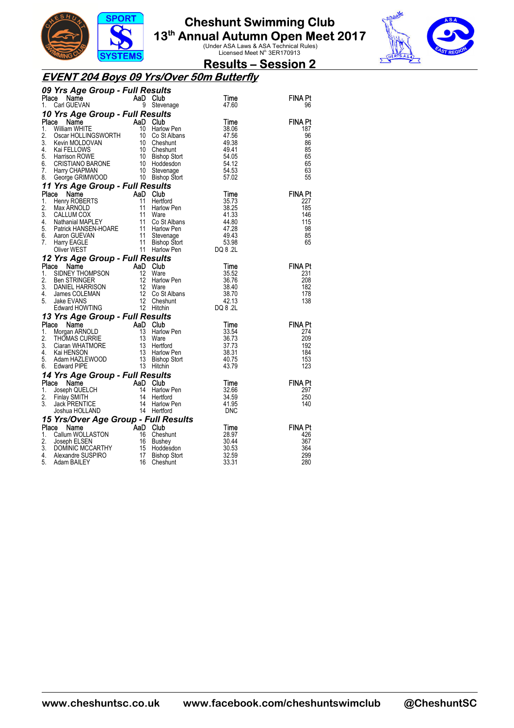# Cheshunt Swimming Club
## 13th Annual Autumn Open Meet 2017
(Under ASA Laws & ASA Technical Rules)
Licensed Meet N° 3ER170913

## Results – Session 2

## EVENT 204 Boys 09 Yrs/Over 50m Butterfly

### 09 Yrs Age Group - Full Results

| Place | Name | AaD | Club | Time | FINA Pt |
|---|---|---|---|---|---|
| 1. | Carl GUEVAN | 9 | Stevenage | 47.60 | 96 |

### 10 Yrs Age Group - Full Results

| Place | Name | AaD | Club | Time | FINA Pt |
|---|---|---|---|---|---|
| 1. | William WHITE | 10 | Harlow Pen | 38.06 | 187 |
| 2. | Oscar HOLLINGSWORTH | 10 | Co St Albans | 47.56 | 96 |
| 3. | Kevin MOLDOVAN | 10 | Cheshunt | 49.38 | 86 |
| 4. | Kai FELLOWS | 10 | Cheshunt | 49.41 | 85 |
| 5. | Harrison ROWE | 10 | Bishop Stort | 54.05 | 65 |
| 6. | CRISTIANO BARONE | 10 | Hoddesdon | 54.12 | 65 |
| 7. | Harry CHAPMAN | 10 | Stevenage | 54.53 | 63 |
| 8. | George GRIMWOOD | 10 | Bishop Stort | 57.02 | 55 |

### 11 Yrs Age Group - Full Results

| Place | Name | AaD | Club | Time | FINA Pt |
|---|---|---|---|---|---|
| 1. | Henry ROBERTS | 11 | Hertford | 35.73 | 227 |
| 2. | Max ARNOLD | 11 | Harlow Pen | 38.25 | 185 |
| 3. | CALLUM COX | 11 | Ware | 41.33 | 146 |
| 4. | Nathanial MAPLEY | 11 | Co St Albans | 44.80 | 115 |
| 5. | Patrick HANSEN-HOARE | 11 | Harlow Pen | 47.28 | 98 |
| 6. | Aaron GUEVAN | 11 | Stevenage | 49.43 | 85 |
| 7. | Harry EAGLE | 11 | Bishop Stort | 53.98 | 65 |
| | Oliver WEST | 11 | Harlow Pen | DQ 8 .2L | |

### 12 Yrs Age Group - Full Results

| Place | Name | AaD | Club | Time | FINA Pt |
|---|---|---|---|---|---|
| 1. | SIDNEY THOMPSON | 12 | Ware | 35.52 | 231 |
| 2. | Ben STRINGER | 12 | Harlow Pen | 36.76 | 208 |
| 3. | DANIEL HARRISON | 12 | Ware | 38.40 | 182 |
| 4. | James COLEMAN | 12 | Co St Albans | 38.70 | 178 |
| 5. | Jake EVANS | 12 | Cheshunt | 42.13 | 138 |
| | Edward HOWTING | 12 | Hitchin | DQ 8 .2L | |

### 13 Yrs Age Group - Full Results

| Place | Name | AaD | Club | Time | FINA Pt |
|---|---|---|---|---|---|
| 1. | Morgan ARNOLD | 13 | Harlow Pen | 33.54 | 274 |
| 2. | THOMAS CURRIE | 13 | Ware | 36.73 | 209 |
| 3. | Ciaran WHATMORE | 13 | Hertford | 37.73 | 192 |
| 4. | Kai HENSON | 13 | Harlow Pen | 38.31 | 184 |
| 5. | Adam HAZLEWOOD | 13 | Bishop Stort | 40.75 | 153 |
| 6. | Edward PIPE | 13 | Hitchin | 43.79 | 123 |

### 14 Yrs Age Group - Full Results

| Place | Name | AaD | Club | Time | FINA Pt |
|---|---|---|---|---|---|
| 1. | Joseph QUELCH | 14 | Harlow Pen | 32.66 | 297 |
| 2. | Finlay SMITH | 14 | Hertford | 34.59 | 250 |
| 3. | Jack PRENTICE | 14 | Harlow Pen | 41.95 | 140 |
| | Joshua HOLLAND | 14 | Hertford | DNC | |

### 15 Yrs/Over Age Group - Full Results

| Place | Name | AaD | Club | Time | FINA Pt |
|---|---|---|---|---|---|
| 1. | Callum WOLLASTON | 16 | Cheshunt | 28.97 | 426 |
| 2. | Joseph ELSEN | 16 | Bushey | 30.44 | 367 |
| 3. | DOMINIC MCCARTHY | 15 | Hoddesdon | 30.53 | 364 |
| 4. | Alexandre SUSPIRO | 17 | Bishop Stort | 32.59 | 299 |
| 5. | Adam BAILEY | 16 | Cheshunt | 33.31 | 280 |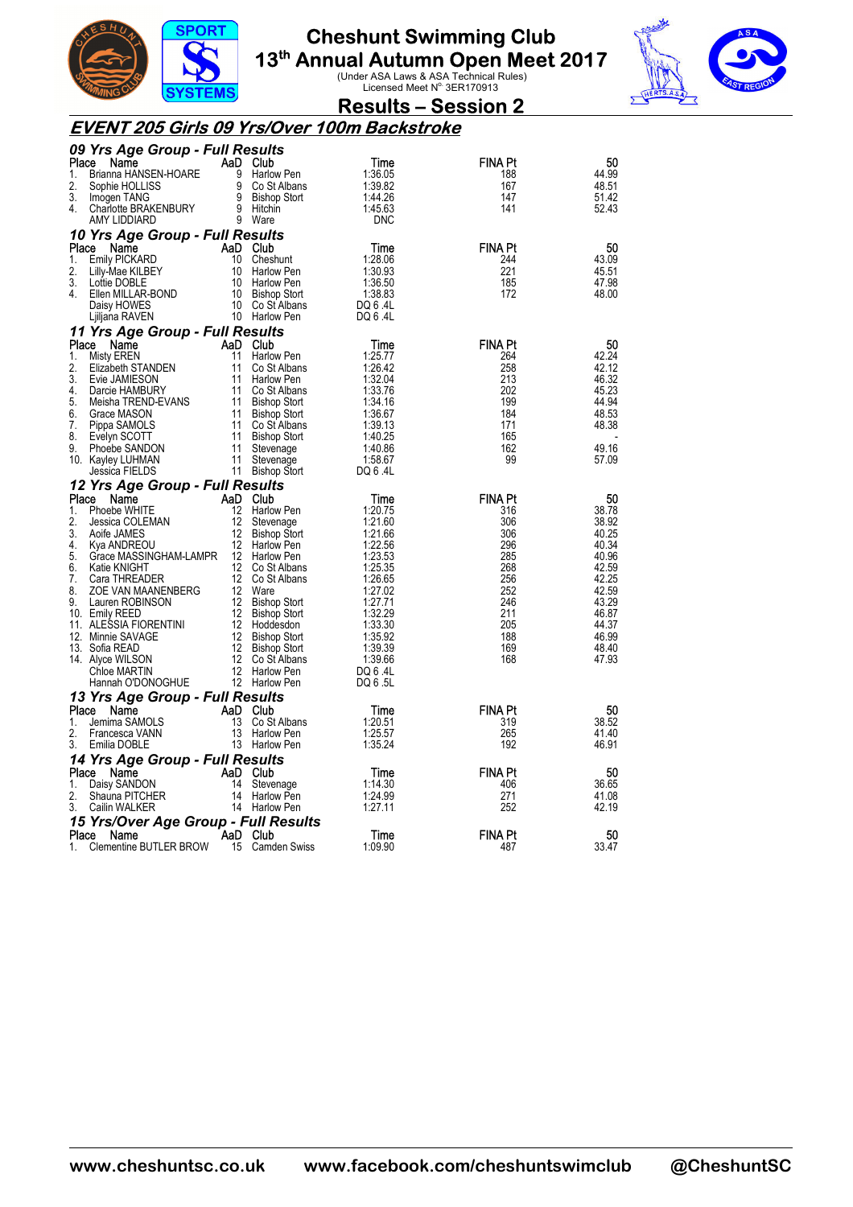# Cheshunt Swimming Club

## 13th Annual Autumn Open Meet 2017

(Under ASA Laws & ASA Technical Rules)
Licensed Meet N° 3ER170913

## Results – Session 2

### EVENT 205 Girls 09 Yrs/Over 100m Backstroke

#### 09 Yrs Age Group - Full Results

| Place | Name | AaD | Club | Time | FINA Pt | 50 |
|---|---|---|---|---|---|---|
| 1. | Brianna HANSEN-HOARE | 9 | Harlow Pen | 1:36.05 | 188 | 44.99 |
| 2. | Sophie HOLLISS | 9 | Co St Albans | 1:39.82 | 167 | 48.51 |
| 3. | Imogen TANG | 9 | Bishop Stort | 1:44.26 | 147 | 51.42 |
| 4. | Charlotte BRAKENBURY | 9 | Hitchin | 1:45.63 | 141 | 52.43 |
| | AMY LIDDIARD | 9 | Ware | DNC | | |

#### 10 Yrs Age Group - Full Results

| Place | Name | AaD | Club | Time | FINA Pt | 50 |
|---|---|---|---|---|---|---|
| 1. | Emily PICKARD | 10 | Cheshunt | 1:28.06 | 244 | 43.09 |
| 2. | Lilly-Mae KILBEY | 10 | Harlow Pen | 1:30.93 | 221 | 45.51 |
| 3. | Lottie DOBLE | 10 | Harlow Pen | 1:36.50 | 185 | 47.98 |
| 4. | Ellen MILLAR-BOND | 10 | Bishop Stort | 1:38.83 | 172 | 48.00 |
| | Daisy HOWES | 10 | Co St Albans | DQ 6 .4L | | |
| | Ljiljana RAVEN | 10 | Harlow Pen | DQ 6 .4L | | |

#### 11 Yrs Age Group - Full Results

| Place | Name | AaD | Club | Time | FINA Pt | 50 |
|---|---|---|---|---|---|---|
| 1. | Misty EREN | 11 | Harlow Pen | 1:25.77 | 264 | 42.24 |
| 2. | Elizabeth STANDEN | 11 | Co St Albans | 1:26.42 | 258 | 42.12 |
| 3. | Evie JAMIESON | 11 | Harlow Pen | 1:32.04 | 213 | 46.32 |
| 4. | Darcie HAMBURY | 11 | Co St Albans | 1:33.76 | 202 | 45.23 |
| 5. | Meisha TREND-EVANS | 11 | Bishop Stort | 1:34.16 | 199 | 44.94 |
| 6. | Grace MASON | 11 | Bishop Stort | 1:36.67 | 184 | 48.53 |
| 7. | Pippa SAMOLS | 11 | Co St Albans | 1:39.13 | 171 | 48.38 |
| 8. | Evelyn SCOTT | 11 | Bishop Stort | 1:40.25 | 165 | - |
| 9. | Phoebe SANDON | 11 | Stevenage | 1:40.86 | 162 | 49.16 |
| 10. | Kayley LUHMAN | 11 | Stevenage | 1:58.67 | 99 | 57.09 |
| | Jessica FIELDS | 11 | Bishop Stort | DQ 6 .4L | | |

#### 12 Yrs Age Group - Full Results

| Place | Name | AaD | Club | Time | FINA Pt | 50 |
|---|---|---|---|---|---|---|
| 1. | Phoebe WHITE | 12 | Harlow Pen | 1:20.75 | 316 | 38.78 |
| 2. | Jessica COLEMAN | 12 | Stevenage | 1:21.60 | 306 | 38.92 |
| 3. | Aoife JAMES | 12 | Bishop Stort | 1:21.66 | 306 | 40.25 |
| 4. | Kya ANDREOU | 12 | Harlow Pen | 1:22.56 | 296 | 40.34 |
| 5. | Grace MASSINGHAM-LAMPR | 12 | Harlow Pen | 1:23.53 | 285 | 40.96 |
| 6. | Katie KNIGHT | 12 | Co St Albans | 1:25.35 | 268 | 42.59 |
| 7. | Cara THREADER | 12 | Co St Albans | 1:26.65 | 256 | 42.25 |
| 8. | ZOE VAN MAANENBERG | 12 | Ware | 1:27.02 | 252 | 42.59 |
| 9. | Lauren ROBINSON | 12 | Bishop Stort | 1:27.71 | 246 | 43.29 |
| 10. | Emily REED | 12 | Bishop Stort | 1:32.29 | 211 | 46.87 |
| 11. | ALESSIA FIORENTINI | 12 | Hoddesdon | 1:33.30 | 205 | 44.37 |
| 12. | Minnie SAVAGE | 12 | Bishop Stort | 1:35.92 | 188 | 46.99 |
| 13. | Sofia READ | 12 | Bishop Stort | 1:39.39 | 169 | 48.40 |
| 14. | Alyce WILSON | 12 | Co St Albans | 1:39.66 | 168 | 47.93 |
| | Chloe MARTIN | 12 | Harlow Pen | DQ 6 .4L | | |
| | Hannah O'DONOGHUE | 12 | Harlow Pen | DQ 6 .5L | | |

#### 13 Yrs Age Group - Full Results

| Place | Name | AaD | Club | Time | FINA Pt | 50 |
|---|---|---|---|---|---|---|
| 1. | Jemima SAMOLS | 13 | Co St Albans | 1:20.51 | 319 | 38.52 |
| 2. | Francesca VANN | 13 | Harlow Pen | 1:25.57 | 265 | 41.40 |
| 3. | Emilia DOBLE | 13 | Harlow Pen | 1:35.24 | 192 | 46.91 |

#### 14 Yrs Age Group - Full Results

| Place | Name | AaD | Club | Time | FINA Pt | 50 |
|---|---|---|---|---|---|---|
| 1. | Daisy SANDON | 14 | Stevenage | 1:14.30 | 406 | 36.65 |
| 2. | Shauna PITCHER | 14 | Harlow Pen | 1:24.99 | 271 | 41.08 |
| 3. | Cailin WALKER | 14 | Harlow Pen | 1:27.11 | 252 | 42.19 |

#### 15 Yrs/Over Age Group - Full Results

| Place | Name | AaD | Club | Time | FINA Pt | 50 |
|---|---|---|---|---|---|---|
| 1. | Clementine BUTLER BROW | 15 | Camden Swiss | 1:09.90 | 487 | 33.47 |

www.cheshuntsc.co.uk www.facebook.com/cheshuntswimclub @CheshuntSC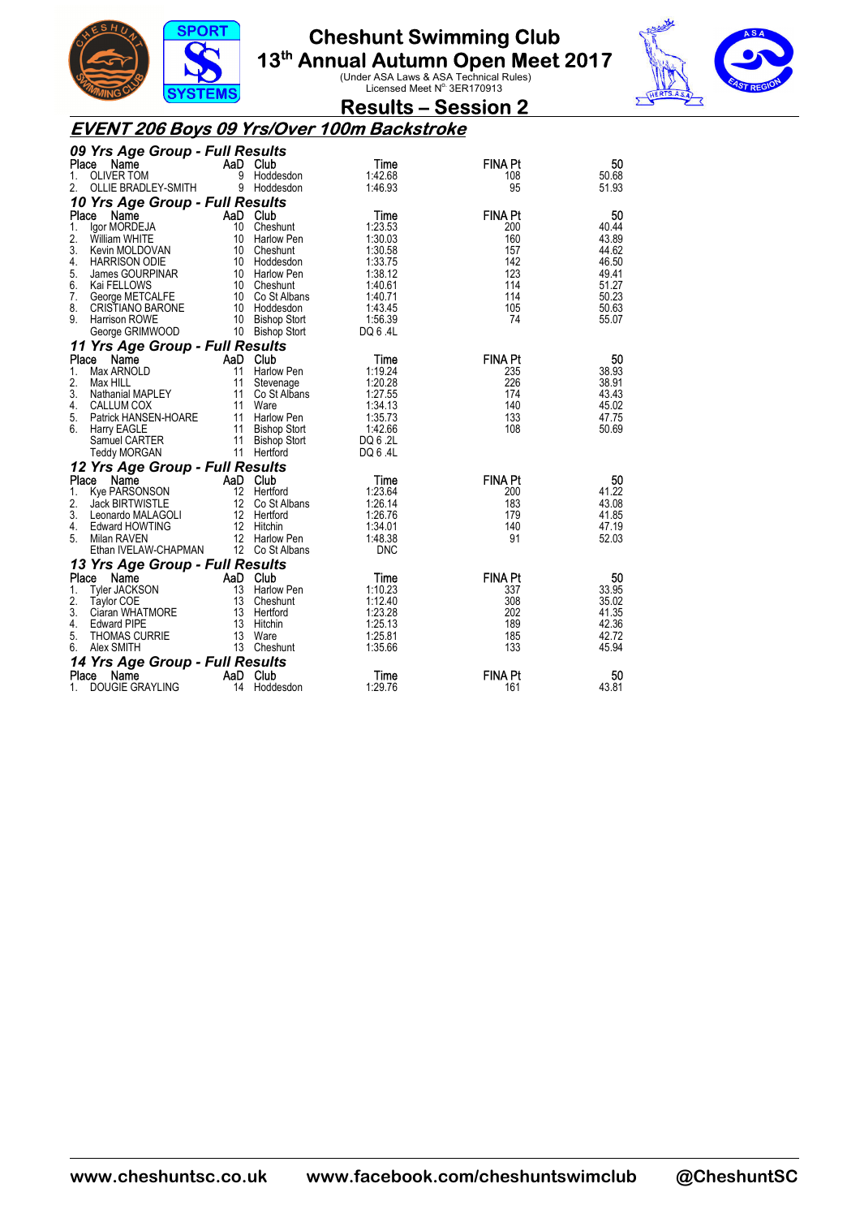# Cheshunt Swimming Club

## 13th Annual Autumn Open Meet 2017

(Under ASA Laws & ASA Technical Rules)
Licensed Meet N° 3ER170913

## Results – Session 2

### EVENT 206 Boys 09 Yrs/Over 100m Backstroke

#### 09 Yrs Age Group - Full Results

| Place | Name | AaD | Club | Time | FINA Pt | 50 |
|---|---|---|---|---|---|---|
| 1. | OLIVER TOM | 9 | Hoddesdon | 1:42.68 | 108 | 50.68 |
| 2. | OLLIE BRADLEY-SMITH | 9 | Hoddesdon | 1:46.93 | 95 | 51.93 |

#### 10 Yrs Age Group - Full Results

| Place | Name | AaD | Club | Time | FINA Pt | 50 |
|---|---|---|---|---|---|---|
| 1. | Igor MORDEJA | 10 | Cheshunt | 1:23.53 | 200 | 40.44 |
| 2. | William WHITE | 10 | Harlow Pen | 1:30.03 | 160 | 43.89 |
| 3. | Kevin MOLDOVAN | 10 | Cheshunt | 1:30.58 | 157 | 44.62 |
| 4. | HARRISON ODIE | 10 | Hoddesdon | 1:33.75 | 142 | 46.50 |
| 5. | James GOURPINAR | 10 | Harlow Pen | 1:38.12 | 123 | 49.41 |
| 6. | Kai FELLOWS | 10 | Cheshunt | 1:40.61 | 114 | 51.27 |
| 7. | George METCALFE | 10 | Co St Albans | 1:40.71 | 114 | 50.23 |
| 8. | CRISTIANO BARONE | 10 | Hoddesdon | 1:43.45 | 105 | 50.63 |
| 9. | Harrison ROWE | 10 | Bishop Stort | 1:56.39 | 74 | 55.07 |
| | George GRIMWOOD | 10 | Bishop Stort | DQ 6 .4L | | |

#### 11 Yrs Age Group - Full Results

| Place | Name | AaD | Club | Time | FINA Pt | 50 |
|---|---|---|---|---|---|---|
| 1. | Max ARNOLD | 11 | Harlow Pen | 1:19.24 | 235 | 38.93 |
| 2. | Max HILL | 11 | Stevenage | 1:20.28 | 226 | 38.91 |
| 3. | Nathanial MAPLEY | 11 | Co St Albans | 1:27.55 | 174 | 43.43 |
| 4. | CALLUM COX | 11 | Ware | 1:34.13 | 140 | 45.02 |
| 5. | Patrick HANSEN-HOARE | 11 | Harlow Pen | 1:35.73 | 133 | 47.75 |
| 6. | Harry EAGLE | 11 | Bishop Stort | 1:42.66 | 108 | 50.69 |
| | Samuel CARTER | 11 | Bishop Stort | DQ 6 .2L | | |
| | Teddy MORGAN | 11 | Hertford | DQ 6 .4L | | |

#### 12 Yrs Age Group - Full Results

| Place | Name | AaD | Club | Time | FINA Pt | 50 |
|---|---|---|---|---|---|---|
| 1. | Kye PARSONSON | 12 | Hertford | 1:23.64 | 200 | 41.22 |
| 2. | Jack BIRTWISTLE | 12 | Co St Albans | 1:26.14 | 183 | 43.08 |
| 3. | Leonardo MALAGOLI | 12 | Hertford | 1:26.76 | 179 | 41.85 |
| 4. | Edward HOWTING | 12 | Hitchin | 1:34.01 | 140 | 47.19 |
| 5. | Milan RAVEN | 12 | Harlow Pen | 1:48.38 | 91 | 52.03 |
| | Ethan IVELAW-CHAPMAN | 12 | Co St Albans | DNC | | |

#### 13 Yrs Age Group - Full Results

| Place | Name | AaD | Club | Time | FINA Pt | 50 |
|---|---|---|---|---|---|---|
| 1. | Tyler JACKSON | 13 | Harlow Pen | 1:10.23 | 337 | 33.95 |
| 2. | Taylor COE | 13 | Cheshunt | 1:12.40 | 308 | 35.02 |
| 3. | Ciaran WHATMORE | 13 | Hertford | 1:23.28 | 202 | 41.35 |
| 4. | Edward PIPE | 13 | Hitchin | 1:25.13 | 189 | 42.36 |
| 5. | THOMAS CURRIE | 13 | Ware | 1:25.81 | 185 | 42.72 |
| 6. | Alex SMITH | 13 | Cheshunt | 1:35.66 | 133 | 45.94 |

#### 14 Yrs Age Group - Full Results

| Place | Name | AaD | Club | Time | FINA Pt | 50 |
|---|---|---|---|---|---|---|
| 1. | DOUGIE GRAYLING | 14 | Hoddesdon | 1:29.76 | 161 | 43.81 |

www.cheshuntsc.co.uk www.facebook.com/cheshuntswimclub @CheshuntSC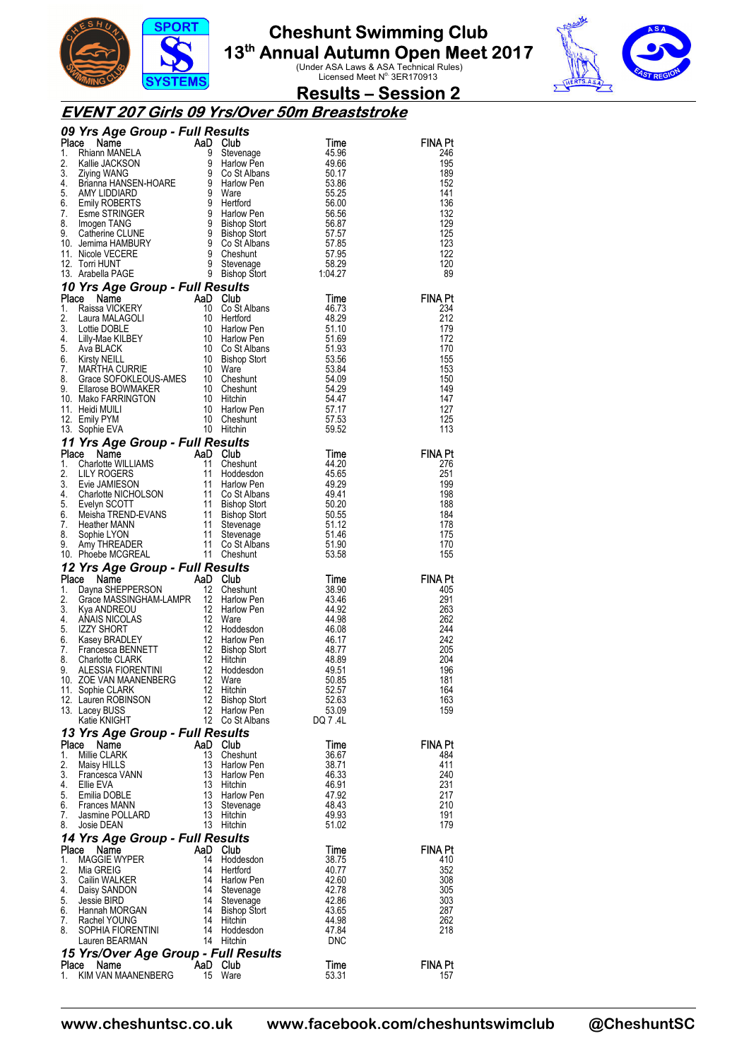# Cheshunt Swimming Club

## 13th Annual Autumn Open Meet 2017

(Under ASA Laws & ASA Technical Rules)
Licensed Meet N° 3ER170913

## Results – Session 2

### EVENT 207 Girls 09 Yrs/Over 50m Breaststroke

#### 09 Yrs Age Group - Full Results

| Place | Name | AaD | Club | Time | FINA Pt |
|---|---|---|---|---|---|
| 1. | Rhiann MANELA | 9 | Stevenage | 45.96 | 246 |
| 2. | Kallie JACKSON | 9 | Harlow Pen | 49.66 | 195 |
| 3. | Ziying WANG | 9 | Co St Albans | 50.17 | 189 |
| 4. | Brianna HANSEN-HOARE | 9 | Harlow Pen | 53.86 | 152 |
| 5. | AMY LIDDIARD | 9 | Ware | 55.25 | 141 |
| 6. | Emily ROBERTS | 9 | Hertford | 56.00 | 136 |
| 7. | Esme STRINGER | 9 | Harlow Pen | 56.56 | 132 |
| 8. | Imogen TANG | 9 | Bishop Stort | 56.87 | 129 |
| 9. | Catherine CLUNE | 9 | Bishop Stort | 57.57 | 125 |
| 10. | Jemima HAMBURY | 9 | Co St Albans | 57.85 | 123 |
| 11. | Nicole VECERE | 9 | Cheshunt | 57.95 | 122 |
| 12. | Torri HUNT | 9 | Stevenage | 58.29 | 120 |
| 13. | Arabella PAGE | 9 | Bishop Stort | 1:04.27 | 89 |

#### 10 Yrs Age Group - Full Results

| Place | Name | AaD | Club | Time | FINA Pt |
|---|---|---|---|---|---|
| 1. | Raissa VICKERY | 10 | Co St Albans | 46.73 | 234 |
| 2. | Laura MALAGOLI | 10 | Hertford | 48.29 | 212 |
| 3. | Lottie DOBLE | 10 | Harlow Pen | 51.10 | 179 |
| 4. | Lilly-Mae KILBEY | 10 | Harlow Pen | 51.69 | 172 |
| 5. | Ava BLACK | 10 | Co St Albans | 51.93 | 170 |
| 6. | Kirsty NEILL | 10 | Bishop Stort | 53.56 | 155 |
| 7. | MARTHA CURRIE | 10 | Ware | 53.84 | 153 |
| 8. | Grace SOFOKLEOUS-AMES | 10 | Cheshunt | 54.09 | 150 |
| 9. | Ellarose BOWMAKER | 10 | Cheshunt | 54.29 | 149 |
| 10. | Mako FARRINGTON | 10 | Hitchin | 54.47 | 147 |
| 11. | Heidi MUILI | 10 | Harlow Pen | 57.17 | 127 |
| 12. | Emily PYM | 10 | Cheshunt | 57.53 | 125 |
| 13. | Sophie EVA | 10 | Hitchin | 59.52 | 113 |

#### 11 Yrs Age Group - Full Results

| Place | Name | AaD | Club | Time | FINA Pt |
|---|---|---|---|---|---|
| 1. | Charlotte WILLIAMS | 11 | Cheshunt | 44.20 | 276 |
| 2. | LILY ROGERS | 11 | Hoddesdon | 45.65 | 251 |
| 3. | Evie JAMIESON | 11 | Harlow Pen | 49.29 | 199 |
| 4. | Charlotte NICHOLSON | 11 | Co St Albans | 49.41 | 198 |
| 5. | Evelyn SCOTT | 11 | Bishop Stort | 50.20 | 188 |
| 6. | Meisha TREND-EVANS | 11 | Bishop Stort | 50.55 | 184 |
| 7. | Heather MANN | 11 | Stevenage | 51.12 | 178 |
| 8. | Sophie LYON | 11 | Stevenage | 51.46 | 175 |
| 9. | Amy THREADER | 11 | Co St Albans | 51.90 | 170 |
| 10. | Phoebe MCGREAL | 11 | Cheshunt | 53.58 | 155 |

#### 12 Yrs Age Group - Full Results

| Place | Name | AaD | Club | Time | FINA Pt |
|---|---|---|---|---|---|
| 1. | Dayna SHEPPERSON | 12 | Cheshunt | 38.90 | 405 |
| 2. | Grace MASSINGHAM-LAMPR | 12 | Harlow Pen | 43.46 | 291 |
| 3. | Kya ANDREOU | 12 | Harlow Pen | 44.92 | 263 |
| 4. | ANAIS NICOLAS | 12 | Ware | 44.98 | 262 |
| 5. | IZZY SHORT | 12 | Hoddesdon | 46.08 | 244 |
| 6. | Kasey BRADLEY | 12 | Harlow Pen | 46.17 | 242 |
| 7. | Francesca BENNETT | 12 | Bishop Stort | 48.77 | 205 |
| 8. | Charlotte CLARK | 12 | Hitchin | 48.89 | 204 |
| 9. | ALESSIA FIORENTINI | 12 | Hoddesdon | 49.51 | 196 |
| 10. | ZOE VAN MAANENBERG | 12 | Ware | 50.85 | 181 |
| 11. | Sophie CLARK | 12 | Hitchin | 52.57 | 164 |
| 12. | Lauren ROBINSON | 12 | Bishop Stort | 52.63 | 163 |
| 13. | Lacey BUSS | 12 | Harlow Pen | 53.09 | 159 |
| | Katie KNIGHT | 12 | Co St Albans | DQ 7 .4L | |

#### 13 Yrs Age Group - Full Results

| Place | Name | AaD | Club | Time | FINA Pt |
|---|---|---|---|---|---|
| 1. | Millie CLARK | 13 | Cheshunt | 36.67 | 484 |
| 2. | Maisy HILLS | 13 | Harlow Pen | 38.71 | 411 |
| 3. | Francesca VANN | 13 | Harlow Pen | 46.33 | 240 |
| 4. | Ellie EVA | 13 | Hitchin | 46.91 | 231 |
| 5. | Emilia DOBLE | 13 | Harlow Pen | 47.92 | 217 |
| 6. | Frances MANN | 13 | Stevenage | 48.43 | 210 |
| 7. | Jasmine POLLARD | 13 | Hitchin | 49.93 | 191 |
| 8. | Josie DEAN | 13 | Hitchin | 51.02 | 179 |

#### 14 Yrs Age Group - Full Results

| Place | Name | AaD | Club | Time | FINA Pt |
|---|---|---|---|---|---|
| 1. | MAGGIE WYPER | 14 | Hoddesdon | 38.75 | 410 |
| 2. | Mia GREIG | 14 | Hertford | 40.77 | 352 |
| 3. | Cailin WALKER | 14 | Harlow Pen | 42.60 | 308 |
| 4. | Daisy SANDON | 14 | Stevenage | 42.78 | 305 |
| 5. | Jessie BIRD | 14 | Stevenage | 42.86 | 303 |
| 6. | Hannah MORGAN | 14 | Bishop Stort | 43.65 | 287 |
| 7. | Rachel YOUNG | 14 | Hitchin | 44.98 | 262 |
| 8. | SOPHIA FIORENTINI | 14 | Hoddesdon | 47.84 | 218 |
| | Lauren BEARMAN | 14 | Hitchin | DNC | |

#### 15 Yrs/Over Age Group - Full Results

| Place | Name | AaD | Club | Time | FINA Pt |
|---|---|---|---|---|---|
| 1. | KIM VAN MAANENBERG | 15 | Ware | 53.31 | 157 |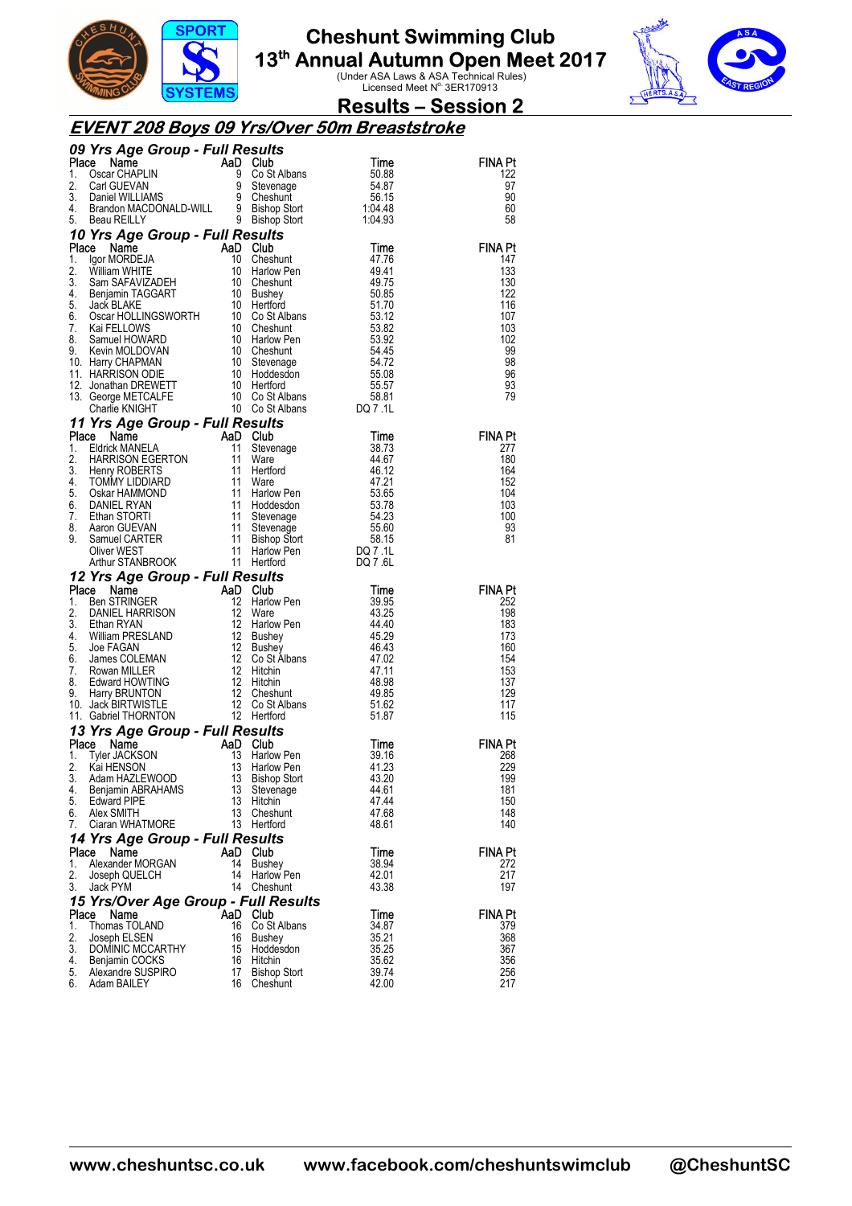# Cheshunt Swimming Club

## 13th Annual Autumn Open Meet 2017

(Under ASA Laws & ASA Technical Rules)
Licensed Meet N° 3ER170913

## Results – Session 2

## *EVENT 208 Boys 09 Yrs/Over 50m Breaststroke*

### *09 Yrs Age Group - Full Results*

| Place | Name | AaD | Club | Time | FINA Pt |
|---|---|---|---|---|---|
| 1. | Oscar CHAPLIN | 9 | Co St Albans | 50.88 | 122 |
| 2. | Carl GUEVAN | 9 | Stevenage | 54.87 | 97 |
| 3. | Daniel WILLIAMS | 9 | Cheshunt | 56.15 | 90 |
| 4. | Brandon MACDONALD-WILL | 9 | Bishop Stort | 1:04.48 | 60 |
| 5. | Beau REILLY | 9 | Bishop Stort | 1:04.93 | 58 |

### *10 Yrs Age Group - Full Results*

| Place | Name | AaD | Club | Time | FINA Pt |
|---|---|---|---|---|---|
| 1. | Igor MORDEJA | 10 | Cheshunt | 47.76 | 147 |
| 2. | William WHITE | 10 | Harlow Pen | 49.41 | 133 |
| 3. | Sam SAFAVIZADEH | 10 | Cheshunt | 49.75 | 130 |
| 4. | Benjamin TAGGART | 10 | Bushey | 50.85 | 122 |
| 5. | Jack BLAKE | 10 | Hertford | 51.70 | 116 |
| 6. | Oscar HOLLINGSWORTH | 10 | Co St Albans | 53.12 | 107 |
| 7. | Kai FELLOWS | 10 | Cheshunt | 53.82 | 103 |
| 8. | Samuel HOWARD | 10 | Harlow Pen | 53.92 | 102 |
| 9. | Kevin MOLDOVAN | 10 | Cheshunt | 54.45 | 99 |
| 10. | Harry CHAPMAN | 10 | Stevenage | 54.72 | 98 |
| 11. | HARRISON ODIE | 10 | Hoddesdon | 55.08 | 96 |
| 12. | Jonathan DREWETT | 10 | Hertford | 55.57 | 93 |
| 13. | George METCALFE | 10 | Co St Albans | 58.81 | 79 |
| | Charlie KNIGHT | 10 | Co St Albans | DQ 7 .1L | |

### *11 Yrs Age Group - Full Results*

| Place | Name | AaD | Club | Time | FINA Pt |
|---|---|---|---|---|---|
| 1. | Eldrick MANELA | 11 | Stevenage | 38.73 | 277 |
| 2. | HARRISON EGERTON | 11 | Ware | 44.67 | 180 |
| 3. | Henry ROBERTS | 11 | Hertford | 46.12 | 164 |
| 4. | TOMMY LIDDIARD | 11 | Ware | 47.21 | 152 |
| 5. | Oskar HAMMOND | 11 | Harlow Pen | 53.65 | 104 |
| 6. | DANIEL RYAN | 11 | Hoddesdon | 53.78 | 103 |
| 7. | Ethan STORTI | 11 | Stevenage | 54.23 | 100 |
| 8. | Aaron GUEVAN | 11 | Stevenage | 55.60 | 93 |
| 9. | Samuel CARTER | 11 | Bishop Stort | 58.15 | 81 |
| | Oliver WEST | 11 | Harlow Pen | DQ 7 .1L | |
| | Arthur STANBROOK | 11 | Hertford | DQ 7 .6L | |

### *12 Yrs Age Group - Full Results*

| Place | Name | AaD | Club | Time | FINA Pt |
|---|---|---|---|---|---|
| 1. | Ben STRINGER | 12 | Harlow Pen | 39.95 | 252 |
| 2. | DANIEL HARRISON | 12 | Ware | 43.25 | 198 |
| 3. | Ethan RYAN | 12 | Harlow Pen | 44.40 | 183 |
| 4. | William PRESLAND | 12 | Bushey | 45.29 | 173 |
| 5. | Joe FAGAN | 12 | Bushey | 46.43 | 160 |
| 6. | James COLEMAN | 12 | Co St Albans | 47.02 | 154 |
| 7. | Rowan MILLER | 12 | Hitchin | 47.11 | 153 |
| 8. | Edward HOWTING | 12 | Hitchin | 48.98 | 137 |
| 9. | Harry BRUNTON | 12 | Cheshunt | 49.85 | 129 |
| 10. | Jack BIRTWISTLE | 12 | Co St Albans | 51.62 | 117 |
| 11. | Gabriel THORNTON | 12 | Hertford | 51.87 | 115 |

### *13 Yrs Age Group - Full Results*

| Place | Name | AaD | Club | Time | FINA Pt |
|---|---|---|---|---|---|
| 1. | Tyler JACKSON | 13 | Harlow Pen | 39.16 | 268 |
| 2. | Kai HENSON | 13 | Harlow Pen | 41.23 | 229 |
| 3. | Adam HAZLEWOOD | 13 | Bishop Stort | 43.20 | 199 |
| 4. | Benjamin ABRAHAMS | 13 | Stevenage | 44.61 | 181 |
| 5. | Edward PIPE | 13 | Hitchin | 47.44 | 150 |
| 6. | Alex SMITH | 13 | Cheshunt | 47.68 | 148 |
| 7. | Ciaran WHATMORE | 13 | Hertford | 48.61 | 140 |

### *14 Yrs Age Group - Full Results*

| Place | Name | AaD | Club | Time | FINA Pt |
|---|---|---|---|---|---|
| 1. | Alexander MORGAN | 14 | Bushey | 38.94 | 272 |
| 2. | Joseph QUELCH | 14 | Harlow Pen | 42.01 | 217 |
| 3. | Jack PYM | 14 | Cheshunt | 43.38 | 197 |

### *15 Yrs/Over Age Group - Full Results*

| Place | Name | AaD | Club | Time | FINA Pt |
|---|---|---|---|---|---|
| 1. | Thomas TOLAND | 16 | Co St Albans | 34.87 | 379 |
| 2. | Joseph ELSEN | 16 | Bushey | 35.21 | 368 |
| 3. | DOMINIC MCCARTHY | 15 | Hoddesdon | 35.25 | 367 |
| 4. | Benjamin COCKS | 16 | Hitchin | 35.62 | 356 |
| 5. | Alexandre SUSPIRO | 17 | Bishop Stort | 39.74 | 256 |
| 6. | Adam BAILEY | 16 | Cheshunt | 42.00 | 217 |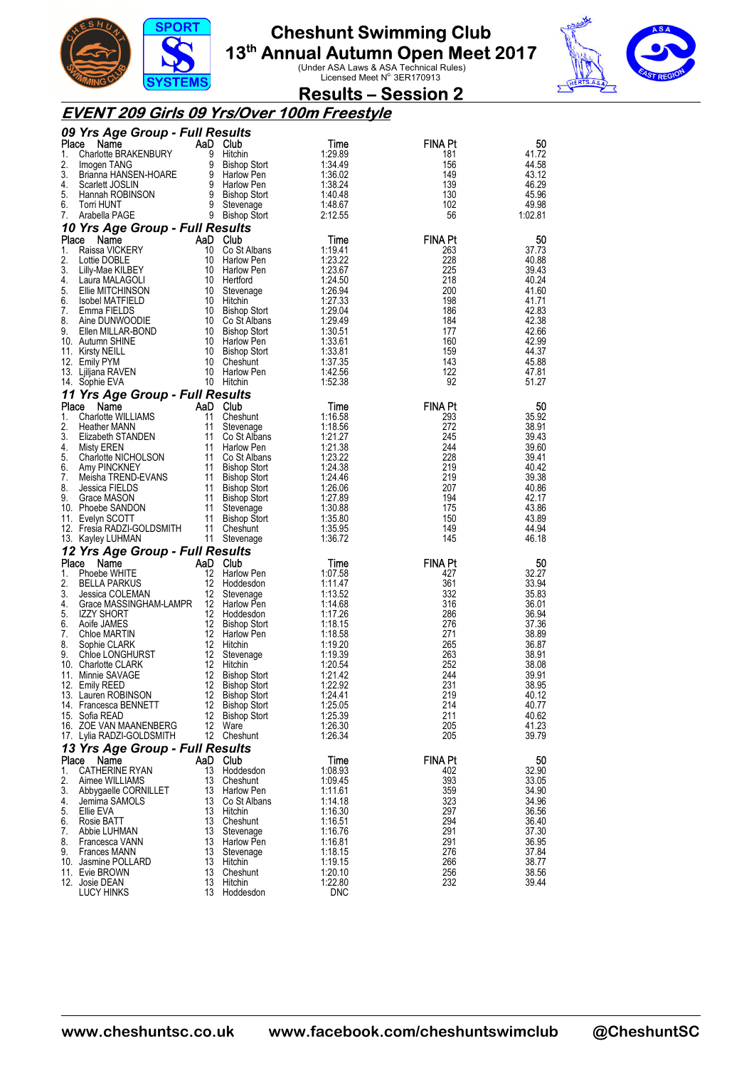# Cheshunt Swimming Club
## 13th Annual Autumn Open Meet 2017
(Under ASA Laws & ASA Technical Rules)
Licensed Meet N° 3ER170913

## Results – Session 2

### EVENT 209 Girls 09 Yrs/Over 100m Freestyle

#### 09 Yrs Age Group - Full Results

| Place | Name | AaD | Club | Time | FINA Pt | 50 |
|---|---|---|---|---|---|---|
| 1. | Charlotte BRAKENBURY | 9 | Hitchin | 1:29.89 | 181 | 41.72 |
| 2. | Imogen TANG | 9 | Bishop Stort | 1:34.49 | 156 | 44.58 |
| 3. | Brianna HANSEN-HOARE | 9 | Harlow Pen | 1:36.02 | 149 | 43.12 |
| 4. | Scarlett JOSLIN | 9 | Harlow Pen | 1:38.24 | 139 | 46.29 |
| 5. | Hannah ROBINSON | 9 | Bishop Stort | 1:40.48 | 130 | 45.96 |
| 6. | Torri HUNT | 9 | Stevenage | 1:48.67 | 102 | 49.98 |
| 7. | Arabella PAGE | 9 | Bishop Stort | 2:12.55 | 56 | 1:02.81 |

#### 10 Yrs Age Group - Full Results

| Place | Name | AaD | Club | Time | FINA Pt | 50 |
|---|---|---|---|---|---|---|
| 1. | Raissa VICKERY | 10 | Co St Albans | 1:19.41 | 263 | 37.73 |
| 2. | Lottie DOBLE | 10 | Harlow Pen | 1:23.22 | 228 | 40.88 |
| 3. | Lilly-Mae KILBEY | 10 | Harlow Pen | 1:23.67 | 225 | 39.43 |
| 4. | Laura MALAGOLI | 10 | Hertford | 1:24.50 | 218 | 40.24 |
| 5. | Ellie MITCHINSON | 10 | Stevenage | 1:26.94 | 200 | 41.60 |
| 6. | Isobel MATFIELD | 10 | Hitchin | 1:27.33 | 198 | 41.71 |
| 7. | Emma FIELDS | 10 | Bishop Stort | 1:29.04 | 186 | 42.83 |
| 8. | Aine DUNWOODIE | 10 | Co St Albans | 1:29.49 | 184 | 42.38 |
| 9. | Ellen MILLAR-BOND | 10 | Bishop Stort | 1:30.51 | 177 | 42.66 |
| 10. | Autumn SHINE | 10 | Harlow Pen | 1:33.61 | 160 | 42.99 |
| 11. | Kirsty NEILL | 10 | Bishop Stort | 1:33.81 | 159 | 44.37 |
| 12. | Emily PYM | 10 | Cheshunt | 1:37.35 | 143 | 45.88 |
| 13. | Ljiljana RAVEN | 10 | Harlow Pen | 1:42.56 | 122 | 47.81 |
| 14. | Sophie EVA | 10 | Hitchin | 1:52.38 | 92 | 51.27 |

#### 11 Yrs Age Group - Full Results

| Place | Name | AaD | Club | Time | FINA Pt | 50 |
|---|---|---|---|---|---|---|
| 1. | Charlotte WILLIAMS | 11 | Cheshunt | 1:16.58 | 293 | 35.92 |
| 2. | Heather MANN | 11 | Stevenage | 1:18.56 | 272 | 38.91 |
| 3. | Elizabeth STANDEN | 11 | Co St Albans | 1:21.27 | 245 | 39.43 |
| 4. | Misty EREN | 11 | Harlow Pen | 1:21.38 | 244 | 39.60 |
| 5. | Charlotte NICHOLSON | 11 | Co St Albans | 1:23.22 | 228 | 39.41 |
| 6. | Amy PINCKNEY | 11 | Bishop Stort | 1:24.38 | 219 | 40.42 |
| 7. | Meisha TREND-EVANS | 11 | Bishop Stort | 1:24.46 | 219 | 39.38 |
| 8. | Jessica FIELDS | 11 | Bishop Stort | 1:26.06 | 207 | 40.86 |
| 9. | Grace MASON | 11 | Bishop Stort | 1:27.89 | 194 | 42.17 |
| 10. | Phoebe SANDON | 11 | Stevenage | 1:30.88 | 175 | 43.86 |
| 11. | Evelyn SCOTT | 11 | Bishop Stort | 1:35.80 | 150 | 43.89 |
| 12. | Fresia RADZI-GOLDSMITH | 11 | Cheshunt | 1:35.95 | 149 | 44.94 |
| 13. | Kayley LUHMAN | 11 | Stevenage | 1:36.72 | 145 | 46.18 |

#### 12 Yrs Age Group - Full Results

| Place | Name | AaD | Club | Time | FINA Pt | 50 |
|---|---|---|---|---|---|---|
| 1. | Phoebe WHITE | 12 | Harlow Pen | 1:07.58 | 427 | 32.27 |
| 2. | BELLA PARKUS | 12 | Hoddesdon | 1:11.47 | 361 | 33.94 |
| 3. | Jessica COLEMAN | 12 | Stevenage | 1:13.52 | 332 | 35.83 |
| 4. | Grace MASSINGHAM-LAMPR | 12 | Harlow Pen | 1:14.68 | 316 | 36.01 |
| 5. | IZZY SHORT | 12 | Hoddesdon | 1:17.26 | 286 | 36.94 |
| 6. | Aoife JAMES | 12 | Bishop Stort | 1:18.15 | 276 | 37.36 |
| 7. | Chloe MARTIN | 12 | Harlow Pen | 1:18.58 | 271 | 38.89 |
| 8. | Sophie CLARK | 12 | Hitchin | 1:19.20 | 265 | 36.87 |
| 9. | Chloe LONGHURST | 12 | Stevenage | 1:19.39 | 263 | 38.91 |
| 10. | Charlotte CLARK | 12 | Hitchin | 1:20.54 | 252 | 38.08 |
| 11. | Minnie SAVAGE | 12 | Bishop Stort | 1:21.42 | 244 | 39.91 |
| 12. | Emily REED | 12 | Bishop Stort | 1:22.92 | 231 | 38.95 |
| 13. | Lauren ROBINSON | 12 | Bishop Stort | 1:24.41 | 219 | 40.12 |
| 14. | Francesca BENNETT | 12 | Bishop Stort | 1:25.05 | 214 | 40.77 |
| 15. | Sofia READ | 12 | Bishop Stort | 1:25.39 | 211 | 40.62 |
| 16. | ZOE VAN MAANENBERG | 12 | Ware | 1:26.30 | 205 | 41.23 |
| 17. | Lylia RADZI-GOLDSMITH | 12 | Cheshunt | 1:26.34 | 205 | 39.79 |

#### 13 Yrs Age Group - Full Results

| Place | Name | AaD | Club | Time | FINA Pt | 50 |
|---|---|---|---|---|---|---|
| 1. | CATHERINE RYAN | 13 | Hoddesdon | 1:08.93 | 402 | 32.90 |
| 2. | Aimee WILLIAMS | 13 | Cheshunt | 1:09.45 | 393 | 33.05 |
| 3. | Abbygaelle CORNILLET | 13 | Harlow Pen | 1:11.61 | 359 | 34.90 |
| 4. | Jemima SAMOLS | 13 | Co St Albans | 1:14.18 | 323 | 34.96 |
| 5. | Ellie EVA | 13 | Hitchin | 1:16.30 | 297 | 36.56 |
| 6. | Rosie BATT | 13 | Cheshunt | 1:16.51 | 294 | 36.40 |
| 7. | Abbie LUHMAN | 13 | Stevenage | 1:16.76 | 291 | 37.30 |
| 8. | Francesca VANN | 13 | Harlow Pen | 1:16.81 | 291 | 36.95 |
| 9. | Frances MANN | 13 | Stevenage | 1:18.15 | 276 | 37.84 |
| 10. | Jasmine POLLARD | 13 | Hitchin | 1:19.15 | 266 | 38.77 |
| 11. | Evie BROWN | 13 | Cheshunt | 1:20.10 | 256 | 38.56 |
| 12. | Josie DEAN | 13 | Hitchin | 1:22.80 | 232 | 39.44 |
| | LUCY HINKS | 13 | Hoddesdon | DNC | | |

www.cheshuntsc.co.uk www.facebook.com/cheshuntswimclub @CheshuntSC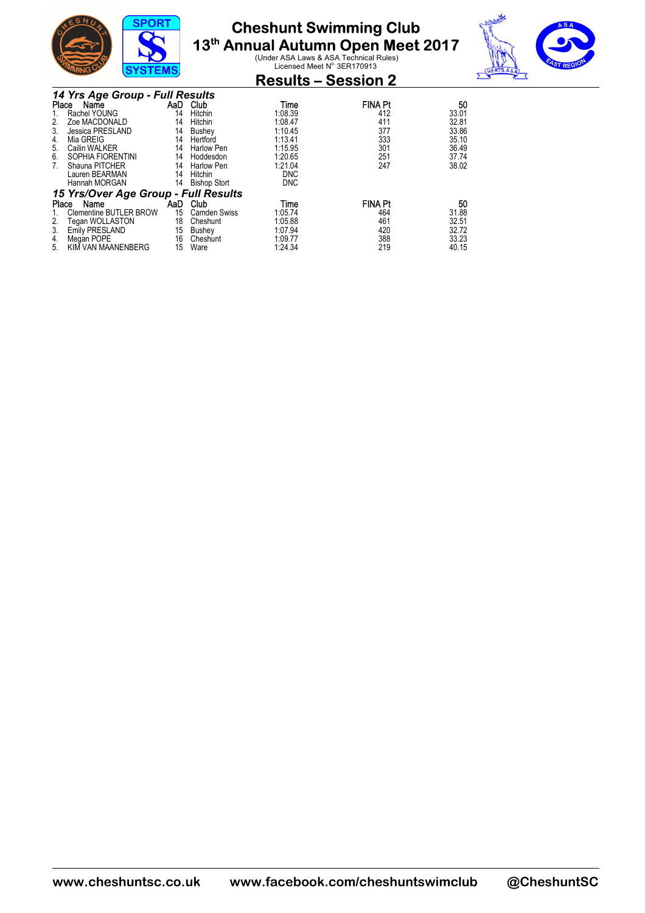# Cheshunt Swimming Club

## 13th Annual Autumn Open Meet 2017

(Under ASA Laws & ASA Technical Rules)
Licensed Meet N° 3ER170913

## Results – Session 2

### *14 Yrs Age Group - Full Results*

| Place | Name | AaD | Club | Time | FINA Pt | 50 |
|---|---|---|---|---|---|---|
| 1. | Rachel YOUNG | 14 | Hitchin | 1:08.39 | 412 | 33.01 |
| 2. | Zoe MACDONALD | 14 | Hitchin | 1:08.47 | 411 | 32.81 |
| 3. | Jessica PRESLAND | 14 | Bushey | 1:10.45 | 377 | 33.86 |
| 4. | Mia GREIG | 14 | Hertford | 1:13.41 | 333 | 35.10 |
| 5. | Cailin WALKER | 14 | Harlow Pen | 1:15.95 | 301 | 36.49 |
| 6. | SOPHIA FIORENTINI | 14 | Hoddesdon | 1:20.65 | 251 | 37.74 |
| 7. | Shauna PITCHER | 14 | Harlow Pen | 1:21.04 | 247 | 38.02 |
| | Lauren BEARMAN | 14 | Hitchin | DNC | | |
| | Hannah MORGAN | 14 | Bishop Stort | DNC | | |

### *15 Yrs/Over Age Group - Full Results*

| Place | Name | AaD | Club | Time | FINA Pt | 50 |
|---|---|---|---|---|---|---|
| 1. | Clementine BUTLER BROW | 15 | Camden Swiss | 1:05.74 | 464 | 31.88 |
| 2. | Tegan WOLLASTON | 18 | Cheshunt | 1:05.88 | 461 | 32.51 |
| 3. | Emily PRESLAND | 15 | Bushey | 1:07.94 | 420 | 32.72 |
| 4. | Megan POPE | 16 | Cheshunt | 1:09.77 | 388 | 33.23 |
| 5. | KIM VAN MAANENBERG | 15 | Ware | 1:24.34 | 219 | 40.15 |

www.cheshuntsc.co.uk www.facebook.com/cheshuntswimclub @CheshuntSC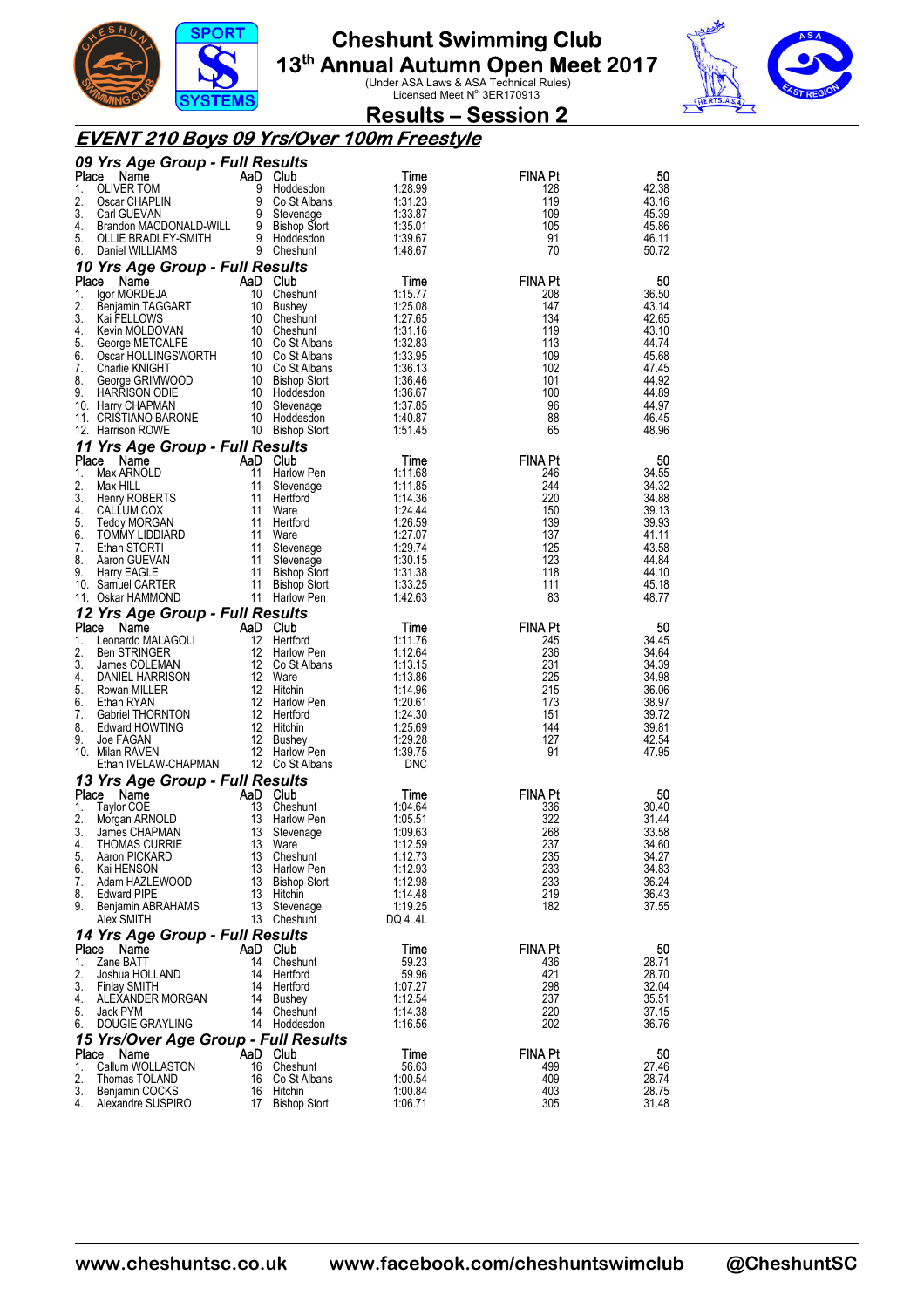# Cheshunt Swimming Club
## 13th Annual Autumn Open Meet 2017
(Under ASA Laws & ASA Technical Rules)
Licensed Meet N° 3ER170913

## Results – Session 2

### EVENT 210 Boys 09 Yrs/Over 100m Freestyle

#### 09 Yrs Age Group - Full Results

| Place | Name | AaD | Club | Time | FINA Pt | 50 |
|---|---|---|---|---|---|---|
| 1. | OLIVER TOM | 9 | Hoddesdon | 1:28.99 | 128 | 42.38 |
| 2. | Oscar CHAPLIN | 9 | Co St Albans | 1:31.23 | 119 | 43.16 |
| 3. | Carl GUEVAN | 9 | Stevenage | 1:33.87 | 109 | 45.39 |
| 4. | Brandon MACDONALD-WILL | 9 | Bishop Stort | 1:35.01 | 105 | 45.86 |
| 5. | OLLIE BRADLEY-SMITH | 9 | Hoddesdon | 1:39.67 | 91 | 46.11 |
| 6. | Daniel WILLIAMS | 9 | Cheshunt | 1:48.67 | 70 | 50.72 |

#### 10 Yrs Age Group - Full Results

| Place | Name | AaD | Club | Time | FINA Pt | 50 |
|---|---|---|---|---|---|---|
| 1. | Igor MORDEJA | 10 | Cheshunt | 1:15.77 | 208 | 36.50 |
| 2. | Benjamin TAGGART | 10 | Bushey | 1:25.08 | 147 | 43.14 |
| 3. | Kai FELLOWS | 10 | Cheshunt | 1:27.65 | 134 | 42.65 |
| 4. | Kevin MOLDOVAN | 10 | Cheshunt | 1:31.16 | 119 | 43.10 |
| 5. | George METCALFE | 10 | Co St Albans | 1:32.83 | 113 | 44.74 |
| 6. | Oscar HOLLINGSWORTH | 10 | Co St Albans | 1:33.95 | 109 | 45.68 |
| 7. | Charlie KNIGHT | 10 | Co St Albans | 1:36.13 | 102 | 47.45 |
| 8. | George GRIMWOOD | 10 | Bishop Stort | 1:36.46 | 101 | 44.92 |
| 9. | HARRISON ODIE | 10 | Hoddesdon | 1:36.67 | 100 | 44.89 |
| 10. | Harry CHAPMAN | 10 | Stevenage | 1:37.85 | 96 | 44.97 |
| 11. | CRISTIANO BARONE | 10 | Hoddesdon | 1:40.87 | 88 | 46.45 |
| 12. | Harrison ROWE | 10 | Bishop Stort | 1:51.45 | 65 | 48.96 |

#### 11 Yrs Age Group - Full Results

| Place | Name | AaD | Club | Time | FINA Pt | 50 |
|---|---|---|---|---|---|---|
| 1. | Max ARNOLD | 11 | Harlow Pen | 1:11.68 | 246 | 34.55 |
| 2. | Max HILL | 11 | Stevenage | 1:11.85 | 244 | 34.32 |
| 3. | Henry ROBERTS | 11 | Hertford | 1:14.36 | 220 | 34.88 |
| 4. | CALLUM COX | 11 | Ware | 1:24.44 | 150 | 39.13 |
| 5. | Teddy MORGAN | 11 | Hertford | 1:26.59 | 139 | 39.93 |
| 6. | TOMMY LIDDIARD | 11 | Ware | 1:27.07 | 137 | 41.11 |
| 7. | Ethan STORTI | 11 | Stevenage | 1:29.74 | 125 | 43.58 |
| 8. | Aaron GUEVAN | 11 | Stevenage | 1:30.15 | 123 | 44.84 |
| 9. | Harry EAGLE | 11 | Bishop Stort | 1:31.38 | 118 | 44.10 |
| 10. | Samuel CARTER | 11 | Bishop Stort | 1:33.25 | 111 | 45.18 |
| 11. | Oskar HAMMOND | 11 | Harlow Pen | 1:42.63 | 83 | 48.77 |

#### 12 Yrs Age Group - Full Results

| Place | Name | AaD | Club | Time | FINA Pt | 50 |
|---|---|---|---|---|---|---|
| 1. | Leonardo MALAGOLI | 12 | Hertford | 1:11.76 | 245 | 34.45 |
| 2. | Ben STRINGER | 12 | Harlow Pen | 1:12.64 | 236 | 34.64 |
| 3. | James COLEMAN | 12 | Co St Albans | 1:13.15 | 231 | 34.39 |
| 4. | DANIEL HARRISON | 12 | Ware | 1:13.86 | 225 | 34.98 |
| 5. | Rowan MILLER | 12 | Hitchin | 1:14.96 | 215 | 36.06 |
| 6. | Ethan RYAN | 12 | Harlow Pen | 1:20.61 | 173 | 38.97 |
| 7. | Gabriel THORNTON | 12 | Hertford | 1:24.30 | 151 | 39.72 |
| 8. | Edward HOWTING | 12 | Hitchin | 1:25.69 | 144 | 39.81 |
| 9. | Joe FAGAN | 12 | Bushey | 1:29.28 | 127 | 42.54 |
| 10. | Milan RAVEN | 12 | Harlow Pen | 1:39.75 | 91 | 47.95 |
| | Ethan IVELAW-CHAPMAN | 12 | Co St Albans | DNC | | |

#### 13 Yrs Age Group - Full Results

| Place | Name | AaD | Club | Time | FINA Pt | 50 |
|---|---|---|---|---|---|---|
| 1. | Taylor COE | 13 | Cheshunt | 1:04.64 | 336 | 30.40 |
| 2. | Morgan ARNOLD | 13 | Harlow Pen | 1:05.51 | 322 | 31.44 |
| 3. | James CHAPMAN | 13 | Stevenage | 1:09.63 | 268 | 33.58 |
| 4. | THOMAS CURRIE | 13 | Ware | 1:12.59 | 237 | 34.60 |
| 5. | Aaron PICKARD | 13 | Cheshunt | 1:12.73 | 235 | 34.27 |
| 6. | Kai HENSON | 13 | Harlow Pen | 1:12.93 | 233 | 34.83 |
| 7. | Adam HAZLEWOOD | 13 | Bishop Stort | 1:12.98 | 233 | 36.24 |
| 8. | Edward PIPE | 13 | Hitchin | 1:14.48 | 219 | 36.43 |
| 9. | Benjamin ABRAHAMS | 13 | Stevenage | 1:19.25 | 182 | 37.55 |
| | Alex SMITH | 13 | Cheshunt | DQ 4 .4L | | |

#### 14 Yrs Age Group - Full Results

| Place | Name | AaD | Club | Time | FINA Pt | 50 |
|---|---|---|---|---|---|---|
| 1. | Zane BATT | 14 | Cheshunt | 59.23 | 436 | 28.71 |
| 2. | Joshua HOLLAND | 14 | Hertford | 59.96 | 421 | 28.70 |
| 3. | Finlay SMITH | 14 | Hertford | 1:07.27 | 298 | 32.04 |
| 4. | ALEXANDER MORGAN | 14 | Bushey | 1:12.54 | 237 | 35.51 |
| 5. | Jack PYM | 14 | Cheshunt | 1:14.38 | 220 | 37.15 |
| 6. | DOUGIE GRAYLING | 14 | Hoddesdon | 1:16.56 | 202 | 36.76 |

#### 15 Yrs/Over Age Group - Full Results

| Place | Name | AaD | Club | Time | FINA Pt | 50 |
|---|---|---|---|---|---|---|
| 1. | Callum WOLLASTON | 16 | Cheshunt | 56.63 | 499 | 27.46 |
| 2. | Thomas TOLAND | 16 | Co St Albans | 1:00.54 | 409 | 28.74 |
| 3. | Benjamin COCKS | 16 | Hitchin | 1:00.84 | 403 | 28.75 |
| 4. | Alexandre SUSPIRO | 17 | Bishop Stort | 1:06.71 | 305 | 31.48 |

www.cheshuntsc.co.uk www.facebook.com/cheshuntswimclub @CheshuntSC